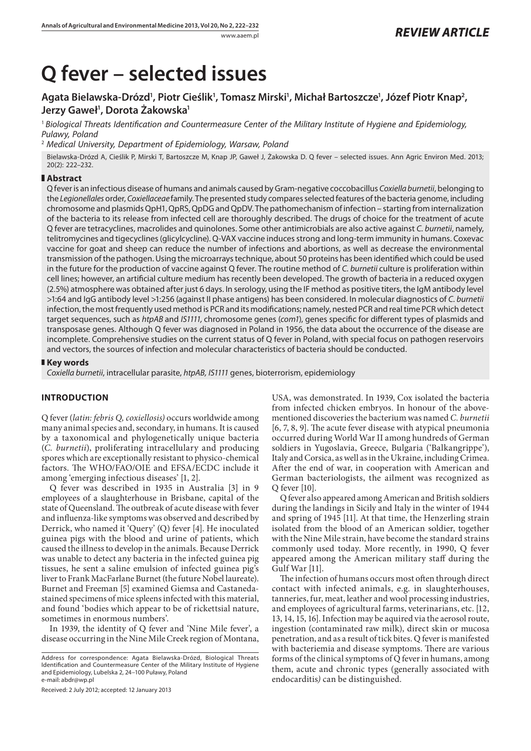*REVIEW ARTICLE*

# Q fever – selected issues

**Agata Bielawska-Drózd[1], Piotr Cieślik[1], Tomasz Mirski[1], Michał Bartoszcze[1], Józef Piotr Knap[2], Jerzy Gaweł[1], Dorota Żakowska[1]**

[1] *Biological Threats Identification and Countermeasure Center of the Military Institute of Hygiene and Epidemiology, Pulawy, Poland*

[2] *Medical University, Department of Epidemiology, Warsaw, Poland*

Bielawska-Drózd A, Cieślik P, Mirski T, Bartoszcze M, Knap JP, Gaweł J, Żakowska D. Q fever – selected issues. Ann Agric Environ Med. 2013; 20(2): 222–232.

## Abstract

Q fever is an infectious disease of humans and animals caused by Gram-negative coccobacillus *Coxiella burnetii*, belonging to the *Legionellales* order, *Coxiellaceae* family. The presented study compares selected features of the bacteria genome, including chromosome and plasmids QpH1, QpRS, QpDG and QpDV. The pathomechanism of infection – starting from internalization of the bacteria to its release from infected cell are thoroughly described. The drugs of choice for the treatment of acute Q fever are tetracyclines, macrolides and quinolones. Some other antimicrobials are also active against *C. burnetii*, namely, telitromycines and tigecyclines (glicylcycline). Q-VAX vaccine induces strong and long-term immunity in humans. Coxevac vaccine for goat and sheep can reduce the number of infections and abortions, as well as decrease the environmental transmission of the pathogen. Using the microarrays technique, about 50 proteins has been identified which could be used in the future for the production of vaccine against Q fever. The routine method of *C. burnetii* culture is proliferation within cell lines; however, an artificial culture medium has recently been developed. The growth of bacteria in a reduced oxygen (2.5%) atmosphere was obtained after just 6 days. In serology, using the IF method as positive titers, the IgM antibody level >1:64 and IgG antibody level >1:256 (against II phase antigens) has been considered. In molecular diagnostics of *C. burnetii* infection, the most frequently used method is PCR and its modifications; namely, nested PCR and real time PCR which detect target sequences, such as *htpAB* and *IS1111*, chromosome genes (*com1*), genes specific for different types of plasmids and transposase genes. Although Q fever was diagnosed in Poland in 1956, the data about the occurrence of the disease are incomplete. Comprehensive studies on the current status of Q fever in Poland, with special focus on pathogen reservoirs and vectors, the sources of infection and molecular characteristics of bacteria should be conducted.

## Key words

*Coxiella burnetii*, intracellular parasite, *htpAB, IS1111* genes, bioterrorism, epidemiology

## INTRODUCTION

Q fever (*latin: febris Q, coxiellosis)* occurs worldwide among many animal species and, secondary, in humans. It is caused by a taxonomical and phylogenetically unique bacteria (*C. burnetii*), proliferating intracellulary and producing spores which are exceptionally resistant to physico-chemical factors. The WHO/FAO/OIE and EFSA/ECDC include it among 'emerging infectious diseases' [1, 2].

Q fever was described in 1935 in Australia [3] in 9 employees of a slaughterhouse in Brisbane, capital of the state of Queensland. The outbreak of acute disease with fever and influenza-like symptoms was observed and described by Derrick, who named it 'Query' (Q) fever [4]. He inoculated guinea pigs with the blood and urine of patients, which caused the illness to develop in the animals. Because Derrick was unable to detect any bacteria in the infected guinea pig tissues, he sent a saline emulsion of infected guinea pig's liver to Frank MacFarlane Burnet (the future Nobel laureate). Burnet and Freeman [5] examined Giemsa and Castaneda-stained specimens of mice spleens infected with this material, and found 'bodies which appear to be of rickettsial nature, sometimes in enormous numbers'.

In 1939, the identity of Q fever and 'Nine Mile fever', a disease occurring in the Nine Mile Creek region of Montana, USA, was demonstrated. In 1939, Cox isolated the bacteria from infected chicken embryos. In honour of the above-mentioned discoveries the bacterium was named *C. burnetii* [6, 7, 8, 9]. The acute fever disease with atypical pneumonia occurred during World War II among hundreds of German soldiers in Yugoslavia, Greece, Bulgaria ('Balkangrippe'), Italy and Corsica, as well as in the Ukraine, including Crimea. After the end of war, in cooperation with American and German bacteriologists, the ailment was recognized as Q fever [10].

Q fever also appeared among American and British soldiers during the landings in Sicily and Italy in the winter of 1944 and spring of 1945 [11]. At that time, the Henzerling strain isolated from the blood of an American soldier, together with the Nine Mile strain, have become the standard strains commonly used today. More recently, in 1990, Q fever appeared among the American military staff during the Gulf War [11].

The infection of humans occurs most often through direct contact with infected animals, e.g. in slaughterhouses, tanneries, fur, meat, leather and wool processing industries, and employees of agricultural farms, veterinarians, etc. [12, 13, 14, 15, 16]. Infection may be aquired via the aerosol route, ingestion (contaminated raw milk), direct skin or mucosa penetration, and as a result of tick bites. Q fever is manifested with bacteriemia and disease symptoms. There are various forms of the clinical symptoms of Q fever in humans, among them, acute and chronic types (generally associated with endocarditis*)* can be distinguished.

Address for correspondence: Agata Bielawska-Drózd, Biological Threats Identification and Countermeasure Center of the Military Institute of Hygiene and Epidemiology, Lubelska 2, 24–100 Puławy, Poland
e-mail: abdr@wp.pl

Received: 2 July 2012; accepted: 12 January 2013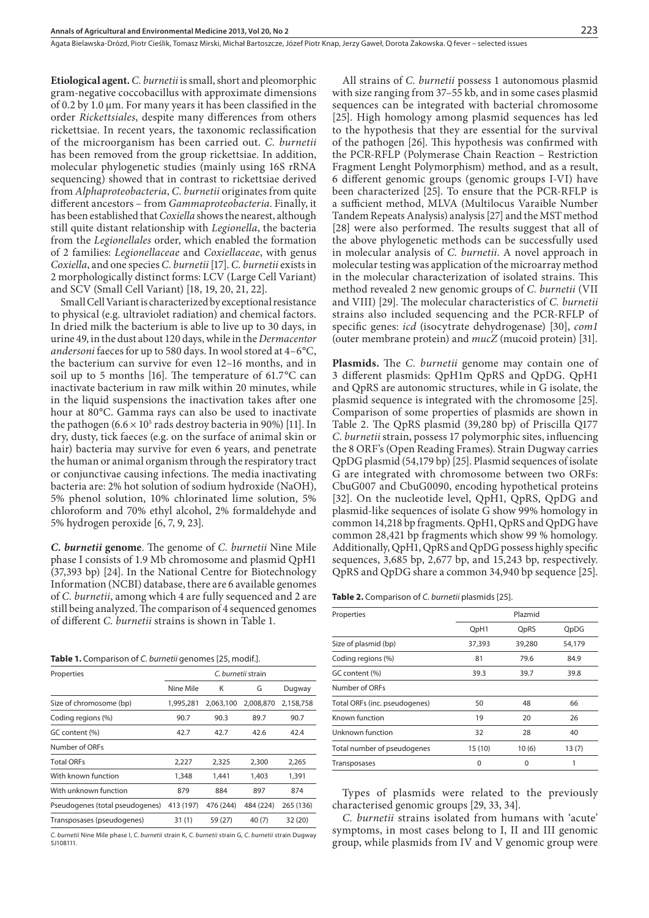**Etiological agent.** *C. burnetii* is small, short and pleomorphic gram-negative coccobacillus with approximate dimensions of 0.2 by 1.0 µm. For many years it has been classified in the order *Rickettsiales*, despite many differences from others rickettsiae. In recent years, the taxonomic reclassification of the microorganism has been carried out. *C. burnetii* has been removed from the group rickettsiae. In addition, molecular phylogenetic studies (mainly using 16S rRNA sequencing) showed that in contrast to rickettsiae derived from *Alphaproteobacteria*, *C. burnetii* originates from quite different ancestors – from *Gammaproteobacteria*. Finally, it has been established that *Coxiella* shows the nearest, although still quite distant relationship with *Legionella*, the bacteria from the *Legionellales* order, which enabled the formation of 2 families: *Legionellaceae* and *Coxiellaceae*, with genus *Coxiella*, and one species *C. burnetii* [17]. *C. burnetii* exists in 2 morphologically distinct forms: LCV (Large Cell Variant) and SCV (Small Cell Variant) [18, 19, 20, 21, 22].

Small Cell Variant is characterized by exceptional resistance to physical (e.g. ultraviolet radiation) and chemical factors. In dried milk the bacterium is able to live up to 30 days, in urine 49, in the dust about 120 days, while in the *Dermacentor andersoni* faeces for up to 580 days. In wool stored at 4–6°C, the bacterium can survive for even 12–16 months, and in soil up to 5 months [16]. The temperature of 61.7°C can inactivate bacterium in raw milk within 20 minutes, while in the liquid suspensions the inactivation takes after one hour at 80°C. Gamma rays can also be used to inactivate the pathogen ($6.6 \times 10^5$ rads destroy bacteria in 90%) [11]. In dry, dusty, tick faeces (e.g. on the surface of animal skin or hair) bacteria may survive for even 6 years, and penetrate the human or animal organism through the respiratory tract or conjunctivae causing infections. The media inactivating bacteria are: 2% hot solution of sodium hydroxide (NaOH), 5% phenol solution, 10% chlorinated lime solution, 5% chloroform and 70% ethyl alcohol, 2% formaldehyde and 5% hydrogen peroxide [6, 7, 9, 23].

***C. burnetii* genome**. The genome of *C. burnetii* Nine Mile phase I consists of 1.9 Mb chromosome and plasmid QpH1 (37,393 bp) [24]. In the National Centre for Biotechnology Information (NCBI) database, there are 6 available genomes of *C. burnetii*, among which 4 are fully sequenced and 2 are still being analyzed. The comparison of 4 sequenced genomes of different *C. burnetii* strains is shown in Table 1.

**Table 1.** Comparison of *C. burnetii* genomes [25, modif.].

| Properties | *C. burnetii* strain | | | |
|---|---|---|---|---|
| | Nine Mile | K | G | Dugway |
| Size of chromosome (bp) | 1,995,281 | 2,063,100 | 2,008,870 | 2,158,758 |
| Coding regions (%) | 90.7 | 90.3 | 89.7 | 90.7 |
| GC content (%) | 42.7 | 42.7 | 42.6 | 42.4 |
| Number of ORFs | | | | |
| Total ORFs | 2,227 | 2,325 | 2,300 | 2,265 |
| With known function | 1,348 | 1,441 | 1,403 | 1,391 |
| With unknown function | 879 | 884 | 897 | 874 |
| Pseudogenes (total pseudogenes) | 413 (197) | 476 (244) | 484 (224) | 265 (136) |
| Transposases (pseudogenes) | 31 (1) | 59 (27) | 40 (7) | 32 (20) |

*C. burnetii* Nine Mile phase I, *C. burnetii* strain K, *C. burnetii* strain G, *C. burnetii* strain Dugway 5J108111.

All strains of *C. burnetii* possess 1 autonomous plasmid with size ranging from 37–55 kb, and in some cases plasmid sequences can be integrated with bacterial chromosome [25]. High homology among plasmid sequences has led to the hypothesis that they are essential for the survival of the pathogen [26]. This hypothesis was confirmed with the PCR-RFLP (Polymerase Chain Reaction – Restriction Fragment Lenght Polymorphism) method, and as a result, 6 different genomic groups (genomic groups I-VI) have been characterized [25]. To ensure that the PCR-RFLP is a sufficient method, MLVA (Multilocus Varaible Number Tandem Repeats Analysis) analysis [27] and the MST method [28] were also performed. The results suggest that all of the above phylogenetic methods can be successfully used in molecular analysis of *C. burnetii*. A novel approach in molecular testing was application of the microarray method in the molecular characterization of isolated strains. This method revealed 2 new genomic groups of *C. burnetii* (VII and VIII) [29]. The molecular characteristics of *C. burnetii* strains also included sequencing and the PCR-RFLP of specific genes: *icd* (isocytrate dehydrogenase) [30], *com1* (outer membrane protein) and *mucZ* (mucoid protein) [31].

**Plasmids.** The *C. burnetii* genome may contain one of 3 different plasmids: QpH1m QpRS and QpDG. QpH1 and QpRS are autonomic structures, while in G isolate, the plasmid sequence is integrated with the chromosome [25]. Comparison of some properties of plasmids are shown in Table 2. The QpRS plasmid (39,280 bp) of Priscilla Q177 *C. burnetii* strain, possess 17 polymorphic sites, influencing the 8 ORF's (Open Reading Frames). Strain Dugway carries QpDG plasmid (54,179 bp) [25]. Plasmid sequences of isolate G are integrated with chromosome between two ORFs: CbuG007 and CbuG0090, encoding hypothetical proteins [32]. On the nucleotide level, QpH1, QpRS, QpDG and plasmid-like sequences of isolate G show 99% homology in common 14,218 bp fragments. QpH1, QpRS and QpDG have common 28,421 bp fragments which show 99 % homology. Additionally, QpH1, QpRS and QpDG possess highly specific sequences, 3,685 bp, 2,677 bp, and 15,243 bp, respectively. QpRS and QpDG share a common 34,940 bp sequence [25].

**Table 2.** Comparison of *C. burnetii* plasmids [25].

| Properties | Plazmid | | |
|---|---|---|---|
| | QpH1 | QpRS | QpDG |
| Size of plasmid (bp) | 37,393 | 39,280 | 54,179 |
| Coding regions (%) | 81 | 79.6 | 84.9 |
| GC content (%) | 39.3 | 39.7 | 39.8 |
| Number of ORFs | | | |
| Total ORFs (inc. pseudogenes) | 50 | 48 | 66 |
| Known function | 19 | 20 | 26 |
| Unknown function | 32 | 28 | 40 |
| Total number of pseudogenes | 15 (10) | 10 (6) | 13 (7) |
| Transposases | 0 | 0 | 1 |

Types of plasmids were related to the previously characterised genomic groups [29, 33, 34].

*C. burnetii* strains isolated from humans with 'acute' symptoms, in most cases belong to I, II and III genomic group, while plasmids from IV and V genomic group were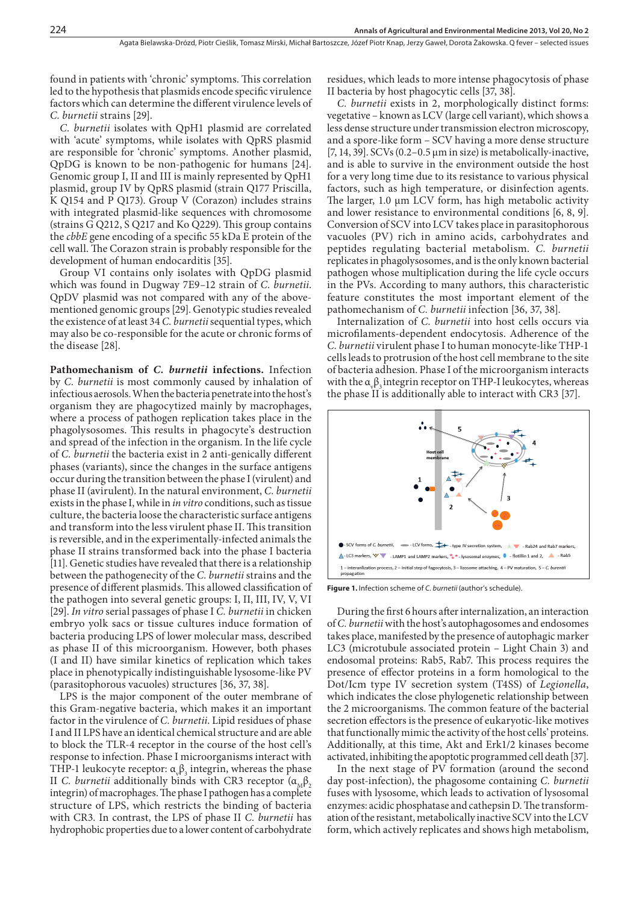found in patients with 'chronic' symptoms. This correlation led to the hypothesis that plasmids encode specific virulence factors which can determine the different virulence levels of *C. burnetii* strains [29].

*C. burnetii* isolates with QpH1 plasmid are correlated with 'acute' symptoms, while isolates with QpRS plasmid are responsible for 'chronic' symptoms. Another plasmid, QpDG is known to be non-pathogenic for humans [24]. Genomic group I, II and III is mainly represented by QpH1 plasmid, group IV by QpRS plasmid (strain Q177 Priscilla, K Q154 and P Q173). Group V (Corazon) includes strains with integrated plasmid-like sequences with chromosome (strains G Q212, S Q217 and Ko Q229). This group contains only the *cbbE* gene encoding of a specific 55 kDa E protein of the cell wall. The Corazon strain is probably responsible for the development of human endocarditis [35].

Group VI contains only isolates with QpDG plasmid which was found in Dugway 7E9–12 strain of *C. burnetii*. QpDV plasmid was not compared with any of the above-mentioned genomic groups [29]. Genotypic studies revealed the existence of at least 34 *C. burnetii* sequential types, which may also be co-responsible for the acute or chronic forms of the disease [28].

**Pathomechanism of *C. burnetii* infections.** Infection by *C. burnetii* is most commonly caused by inhalation of infectious aerosols. When the bacteria penetrate into the host's organism they are phagocytized mainly by macrophages, where a process of pathogen replication takes place in the phagolysosomes. This results in phagocyte's destruction and spread of the infection in the organism. In the life cycle of *C. burnetii* the bacteria exist in 2 anti-genically different phases (variants), since the changes in the surface antigens occur during the transition between the phase I (virulent) and phase II (avirulent). In the natural environment, *C. burnetii* exists in the phase I, while in *in vitro* conditions, such as tissue culture, the bacteria loose the characteristic surface antigens and transform into the less virulent phase II. This transition is reversible, and in the experimentally-infected animals the phase II strains transformed back into the phase I bacteria [11]. Genetic studies have revealed that there is a relationship between the pathogenecity of the *C. burnetii* strains and the presence of different plasmids. This allowed classification of the pathogen into several genetic groups: I, II, III, IV, V, VI [29]. *In vitro* serial passages of phase I *C. burnetii* in chicken embryo yolk sacs or tissue cultures induce formation of bacteria producing LPS of lower molecular mass, described as phase II of this microorganism. However, both phases (I and II) have similar kinetics of replication which takes place in phenotypically indistinguishable lysosome-like PV (parasitophorous vacuoles) structures [36, 37, 38].

LPS is the major component of the outer membrane of this Gram-negative bacteria, which makes it an important factor in the virulence of *C. burnetii*. Lipid residues of phase I and II LPS have an identical chemical structure and are able to block the TLR-4 receptor in the course of the host cell's response to infection. Phase I microorganisms interact with THP-1 leukocyte receptor: $\alpha_v\beta_3$ integrin, whereas the phase II *C. burnetii* additionally binds with CR3 receptor ($\alpha_M\beta_2$ integrin) of macrophages. The phase I pathogen has a complete structure of LPS, which restricts the binding of bacteria with CR3. In contrast, the LPS of phase II *C. burnetii* has hydrophobic properties due to a lower content of carbohydrate residues, which leads to more intense phagocytosis of phase II bacteria by host phagocytic cells [37, 38].

*C. burnetii* exists in 2, morphologically distinct forms: vegetative – known as LCV (large cell variant), which shows a less dense structure under transmission electron microscopy, and a spore-like form – SCV having a more dense structure [7, 14, 39]. SCVs (0.2–0.5 µm in size) is metabolically-inactive, and is able to survive in the environment outside the host for a very long time due to its resistance to various physical factors, such as high temperature, or disinfection agents. The larger, 1.0 µm LCV form, has high metabolic activity and lower resistance to environmental conditions [6, 8, 9]. Conversion of SCV into LCV takes place in parasitophorous vacuoles (PV) rich in amino acids, carbohydrates and peptides regulating bacterial metabolism. *C. burnetii* replicates in phagolysosomes, and is the only known bacterial pathogen whose multiplication during the life cycle occurs in the PVs. According to many authors, this characteristic feature constitutes the most important element of the pathomechanism of *C. burnetii* infection [36, 37, 38].

Internalization of *C. burnetii* into host cells occurs via microfilaments-dependent endocytosis. Adherence of the *C. burnetii* virulent phase I to human monocyte-like THP-1 cells leads to protrusion of the host cell membrane to the site of bacteria adhesion. Phase I of the microorganism interacts with the $\alpha_v\beta_3$ integrin receptor on THP-I leukocytes, whereas the phase II is additionally able to interact with CR3 [37].

Figure 1. Infection scheme of *C. burnetii* (author's schedule).

During the first 6 hours after internalization, an interaction of *C. burnetii* with the host's autophagosomes and endosomes takes place, manifested by the presence of autophagic marker LC3 (microtubule associated protein – Light Chain 3) and endosomal proteins: Rab5, Rab7. This process requires the presence of effector proteins in a form homological to the Dot/Icm type IV secretion system (T4SS) of *Legionella*, which indicates the close phylogenetic relationship between the 2 microorganisms. The common feature of the bacterial secretion effectors is the presence of eukaryotic-like motives that functionally mimic the activity of the host cells' proteins. Additionally, at this time, Akt and Erk1/2 kinases become activated, inhibiting the apoptotic programmed cell death [37].

In the next stage of PV formation (around the second day post-infection), the phagosome containing *C. burnetii* fuses with lysosome, which leads to activation of lysosomal enzymes: acidic phosphatase and cathepsin D. The transformation of the resistant, metabolically inactive SCV into the LCV form, which actively replicates and shows high metabolism,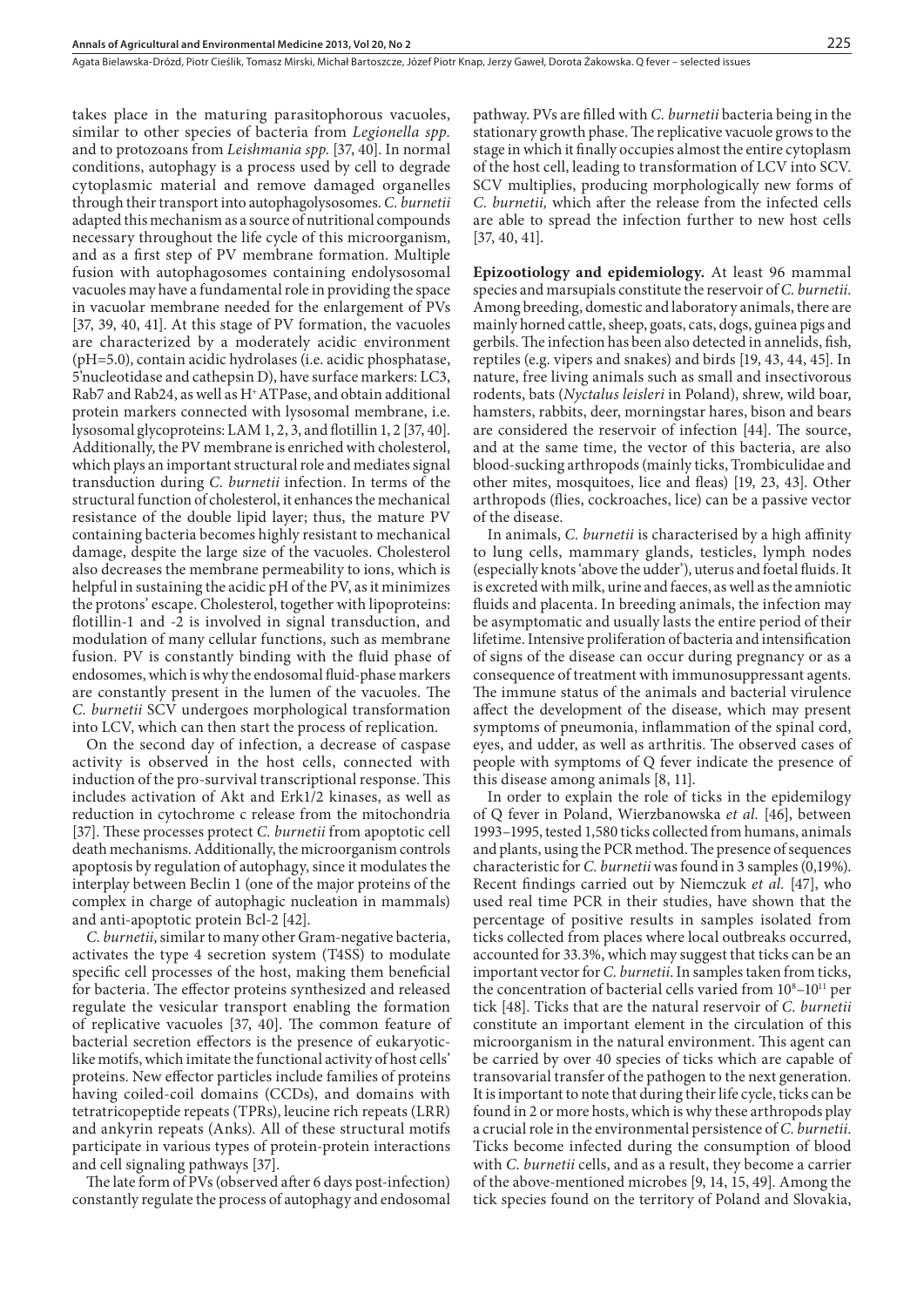takes place in the maturing parasitophorous vacuoles, similar to other species of bacteria from *Legionella spp.* and to protozoans from *Leishmania spp.* [37, 40]. In normal conditions, autophagy is a process used by cell to degrade cytoplasmic material and remove damaged organelles through their transport into autophagolysosomes. *C. burnetii* adapted this mechanism as a source of nutritional compounds necessary throughout the life cycle of this microorganism, and as a first step of PV membrane formation. Multiple fusion with autophagosomes containing endolysosomal vacuoles may have a fundamental role in providing the space in vacuolar membrane needed for the enlargement of PVs [37, 39, 40, 41]. At this stage of PV formation, the vacuoles are characterized by a moderately acidic environment (pH=5.0), contain acidic hydrolases (i.e. acidic phosphatase, 5'nucleotidase and cathepsin D), have surface markers: LC3, Rab7 and Rab24, as well as $H^+$ ATPase, and obtain additional protein markers connected with lysosomal membrane, i.e. lysosomal glycoproteins: LAM 1, 2, 3, and flotillin 1, 2 [37, 40]. Additionally, the PV membrane is enriched with cholesterol, which plays an important structural role and mediates signal transduction during *C. burnetii* infection. In terms of the structural function of cholesterol, it enhances the mechanical resistance of the double lipid layer; thus, the mature PV containing bacteria becomes highly resistant to mechanical damage, despite the large size of the vacuoles. Cholesterol also decreases the membrane permeability to ions, which is helpful in sustaining the acidic pH of the PV, as it minimizes the protons' escape. Cholesterol, together with lipoproteins: flotillin-1 and -2 is involved in signal transduction, and modulation of many cellular functions, such as membrane fusion. PV is constantly binding with the fluid phase of endosomes, which is why the endosomal fluid-phase markers are constantly present in the lumen of the vacuoles. The *C. burnetii* SCV undergoes morphological transformation into LCV, which can then start the process of replication.

On the second day of infection, a decrease of caspase activity is observed in the host cells, connected with induction of the pro-survival transcriptional response. This includes activation of Akt and Erk1/2 kinases, as well as reduction in cytochrome c release from the mitochondria [37]. These processes protect *C. burnetii* from apoptotic cell death mechanisms. Additionally, the microorganism controls apoptosis by regulation of autophagy, since it modulates the interplay between Beclin 1 (one of the major proteins of the complex in charge of autophagic nucleation in mammals) and anti-apoptotic protein Bcl-2 [42].

*C. burnetii*, similar to many other Gram-negative bacteria, activates the type 4 secretion system (T4SS) to modulate specific cell processes of the host, making them beneficial for bacteria. The effector proteins synthesized and released regulate the vesicular transport enabling the formation of replicative vacuoles [37, 40]. The common feature of bacterial secretion effectors is the presence of eukaryotic-like motifs, which imitate the functional activity of host cells' proteins. New effector particles include families of proteins having coiled-coil domains (CCDs), and domains with tetratricopeptide repeats (TPRs), leucine rich repeats (LRR) and ankyrin repeats (Anks). All of these structural motifs participate in various types of protein-protein interactions and cell signaling pathways [37].

The late form of PVs (observed after 6 days post-infection) constantly regulate the process of autophagy and endosomal pathway. PVs are filled with *C. burnetii* bacteria being in the stationary growth phase. The replicative vacuole grows to the stage in which it finally occupies almost the entire cytoplasm of the host cell, leading to transformation of LCV into SCV. SCV multiplies, producing morphologically new forms of *C. burnetii,* which after the release from the infected cells are able to spread the infection further to new host cells [37, 40, 41].

**Epizootiology and epidemiology.** At least 96 mammal species and marsupials constitute the reservoir of *C. burnetii*. Among breeding, domestic and laboratory animals, there are mainly horned cattle, sheep, goats, cats, dogs, guinea pigs and gerbils. The infection has been also detected in annelids, fish, reptiles (e.g. vipers and snakes) and birds [19, 43, 44, 45]. In nature, free living animals such as small and insectivorous rodents, bats (*Nyctalus leisleri* in Poland), shrew, wild boar, hamsters, rabbits, deer, morningstar hares, bison and bears are considered the reservoir of infection [44]. The source, and at the same time, the vector of this bacteria, are also blood-sucking arthropods (mainly ticks, Trombiculidae and other mites, mosquitoes, lice and fleas) [19, 23, 43]. Other arthropods (flies, cockroaches, lice) can be a passive vector of the disease.

In animals, *C. burnetii* is characterised by a high affinity to lung cells, mammary glands, testicles, lymph nodes (especially knots 'above the udder'), uterus and foetal fluids. It is excreted with milk, urine and faeces, as well as the amniotic fluids and placenta. In breeding animals, the infection may be asymptomatic and usually lasts the entire period of their lifetime. Intensive proliferation of bacteria and intensification of signs of the disease can occur during pregnancy or as a consequence of treatment with immunosuppressant agents. The immune status of the animals and bacterial virulence affect the development of the disease, which may present symptoms of pneumonia, inflammation of the spinal cord, eyes, and udder, as well as arthritis. The observed cases of people with symptoms of Q fever indicate the presence of this disease among animals [8, 11].

In order to explain the role of ticks in the epidemilogy of Q fever in Poland, Wierzbanowska *et al.* [46], between 1993–1995, tested 1,580 ticks collected from humans, animals and plants, using the PCR method. The presence of sequences characteristic for *C. burnetii* was found in 3 samples (0,19%). Recent findings carried out by Niemczuk *et al.* [47], who used real time PCR in their studies, have shown that the percentage of positive results in samples isolated from ticks collected from places where local outbreaks occurred, accounted for 33.3%, which may suggest that ticks can be an important vector for *C. burnetii*. In samples taken from ticks, the concentration of bacterial cells varied from $10^8$–$10^{11}$ per tick [48]. Ticks that are the natural reservoir of *C. burnetii* constitute an important element in the circulation of this microorganism in the natural environment. This agent can be carried by over 40 species of ticks which are capable of transovarial transfer of the pathogen to the next generation. It is important to note that during their life cycle, ticks can be found in 2 or more hosts, which is why these arthropods play a crucial role in the environmental persistence of *C. burnetii*. Ticks become infected during the consumption of blood with *C. burnetii* cells, and as a result, they become a carrier of the above-mentioned microbes [9, 14, 15, 49]. Among the tick species found on the territory of Poland and Slovakia,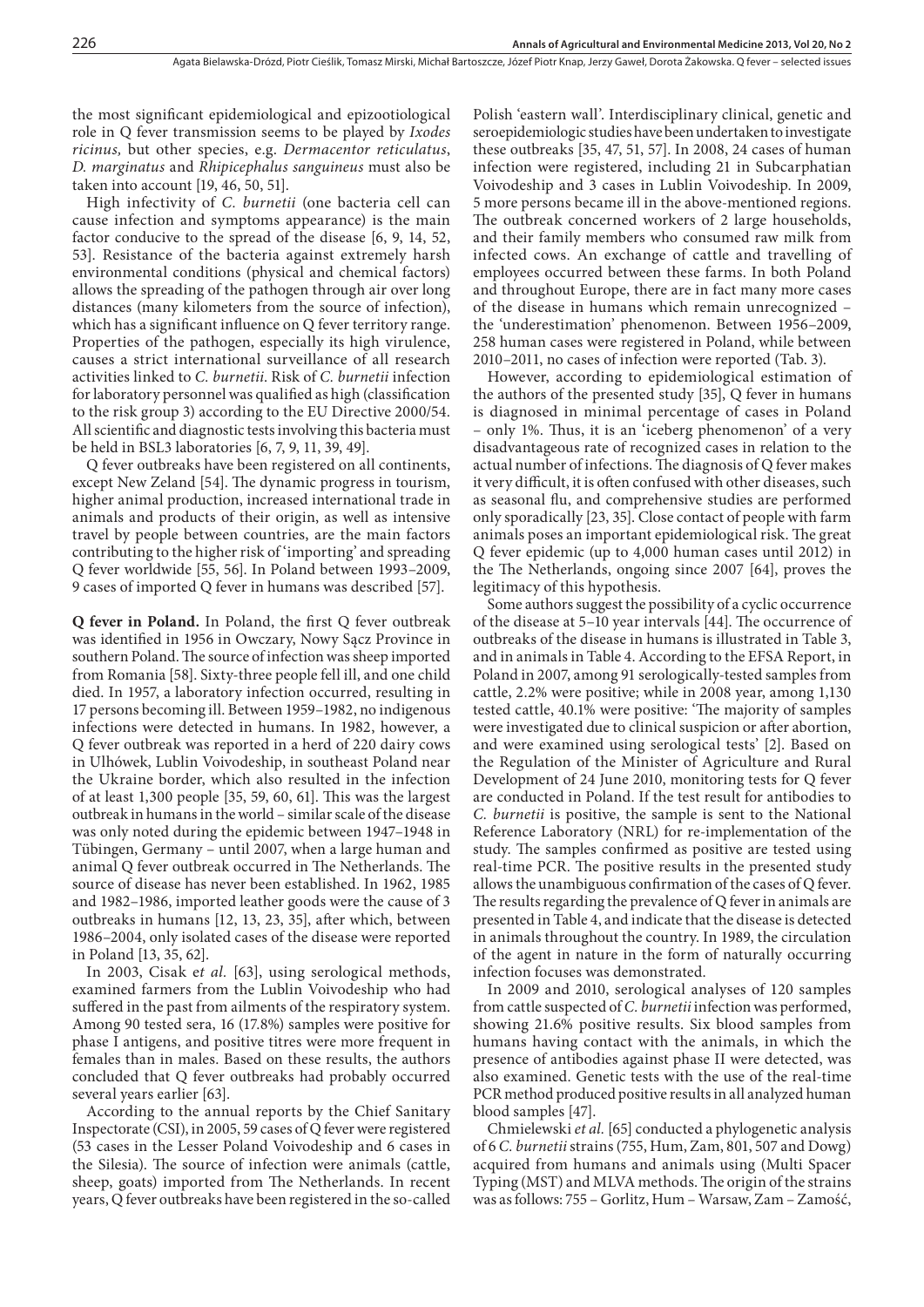the most significant epidemiological and epizootiological role in Q fever transmission seems to be played by *Ixodes ricinus,* but other species, e.g. *Dermacentor reticulatus*, *D. marginatus* and *Rhipicephalus sanguineus* must also be taken into account [19, 46, 50, 51].

High infectivity of *C. burnetii* (one bacteria cell can cause infection and symptoms appearance) is the main factor conducive to the spread of the disease [6, 9, 14, 52, 53]. Resistance of the bacteria against extremely harsh environmental conditions (physical and chemical factors) allows the spreading of the pathogen through air over long distances (many kilometers from the source of infection), which has a significant influence on Q fever territory range. Properties of the pathogen, especially its high virulence, causes a strict international surveillance of all research activities linked to *C. burnetii*. Risk of *C. burnetii* infection for laboratory personnel was qualified as high (classification to the risk group 3) according to the EU Directive 2000/54. All scientific and diagnostic tests involving this bacteria must be held in BSL3 laboratories [6, 7, 9, 11, 39, 49].

Q fever outbreaks have been registered on all continents, except New Zeland [54]. The dynamic progress in tourism, higher animal production, increased international trade in animals and products of their origin, as well as intensive travel by people between countries, are the main factors contributing to the higher risk of 'importing' and spreading Q fever worldwide [55, 56]. In Poland between 1993–2009, 9 cases of imported Q fever in humans was described [57].

**Q fever in Poland.** In Poland, the first Q fever outbreak was identified in 1956 in Owczary, Nowy Sącz Province in southern Poland. The source of infection was sheep imported from Romania [58]. Sixty-three people fell ill, and one child died. In 1957, a laboratory infection occurred, resulting in 17 persons becoming ill. Between 1959–1982, no indigenous infections were detected in humans. In 1982, however, a Q fever outbreak was reported in a herd of 220 dairy cows in Ulhówek, Lublin Voivodeship, in southeast Poland near the Ukraine border, which also resulted in the infection of at least 1,300 people [35, 59, 60, 61]. This was the largest outbreak in humans in the world – similar scale of the disease was only noted during the epidemic between 1947–1948 in Tübingen, Germany – until 2007, when a large human and animal Q fever outbreak occurred in The Netherlands. The source of disease has never been established. In 1962, 1985 and 1982–1986, imported leather goods were the cause of 3 outbreaks in humans [12, 13, 23, 35], after which, between 1986–2004, only isolated cases of the disease were reported in Poland [13, 35, 62].

In 2003, Cisak *et al.* [63], using serological methods, examined farmers from the Lublin Voivodeship who had suffered in the past from ailments of the respiratory system. Among 90 tested sera, 16 (17.8%) samples were positive for phase I antigens, and positive titres were more frequent in females than in males. Based on these results, the authors concluded that Q fever outbreaks had probably occurred several years earlier [63].

According to the annual reports by the Chief Sanitary Inspectorate (CSI), in 2005, 59 cases of Q fever were registered (53 cases in the Lesser Poland Voivodeship and 6 cases in the Silesia). The source of infection were animals (cattle, sheep, goats) imported from The Netherlands. In recent years, Q fever outbreaks have been registered in the so-called Polish 'eastern wall'. Interdisciplinary clinical, genetic and seroepidemiologic studies have been undertaken to investigate these outbreaks [35, 47, 51, 57]. In 2008, 24 cases of human infection were registered, including 21 in Subcarphatian Voivodeship and 3 cases in Lublin Voivodeship. In 2009, 5 more persons became ill in the above-mentioned regions. The outbreak concerned workers of 2 large households, and their family members who consumed raw milk from infected cows. An exchange of cattle and travelling of employees occurred between these farms. In both Poland and throughout Europe, there are in fact many more cases of the disease in humans which remain unrecognized – the 'underestimation' phenomenon. Between 1956–2009, 258 human cases were registered in Poland, while between 2010–2011, no cases of infection were reported (Tab. 3).

However, according to epidemiological estimation of the authors of the presented study [35], Q fever in humans is diagnosed in minimal percentage of cases in Poland – only 1%. Thus, it is an 'iceberg phenomenon' of a very disadvantageous rate of recognized cases in relation to the actual number of infections. The diagnosis of Q fever makes it very difficult, it is often confused with other diseases, such as seasonal flu, and comprehensive studies are performed only sporadically [23, 35]. Close contact of people with farm animals poses an important epidemiological risk. The great Q fever epidemic (up to 4,000 human cases until 2012) in the The Netherlands, ongoing since 2007 [64], proves the legitimacy of this hypothesis.

Some authors suggest the possibility of a cyclic occurrence of the disease at 5–10 year intervals [44]. The occurrence of outbreaks of the disease in humans is illustrated in Table 3, and in animals in Table 4. According to the EFSA Report, in Poland in 2007, among 91 serologically-tested samples from cattle, 2.2% were positive; while in 2008 year, among 1,130 tested cattle, 40.1% were positive: 'The majority of samples were investigated due to clinical suspicion or after abortion, and were examined using serological tests' [2]. Based on the Regulation of the Minister of Agriculture and Rural Development of 24 June 2010, monitoring tests for Q fever are conducted in Poland. If the test result for antibodies to *C. burnetii* is positive, the sample is sent to the National Reference Laboratory (NRL) for re-implementation of the study. The samples confirmed as positive are tested using real-time PCR. The positive results in the presented study allows the unambiguous confirmation of the cases of Q fever. The results regarding the prevalence of Q fever in animals are presented in Table 4, and indicate that the disease is detected in animals throughout the country. In 1989, the circulation of the agent in nature in the form of naturally occurring infection focuses was demonstrated.

In 2009 and 2010, serological analyses of 120 samples from cattle suspected of *C. burnetii* infection was performed, showing 21.6% positive results. Six blood samples from humans having contact with the animals, in which the presence of antibodies against phase II were detected, was also examined. Genetic tests with the use of the real-time PCR method produced positive results in all analyzed human blood samples [47].

Chmielewski *et al.* [65] conducted a phylogenetic analysis of 6 *C. burnetii* strains (755, Hum, Zam, 801, 507 and Dowg) acquired from humans and animals using (Multi Spacer Typing (MST) and MLVA methods. The origin of the strains was as follows: 755 – Gorlitz, Hum – Warsaw, Zam – Zamość,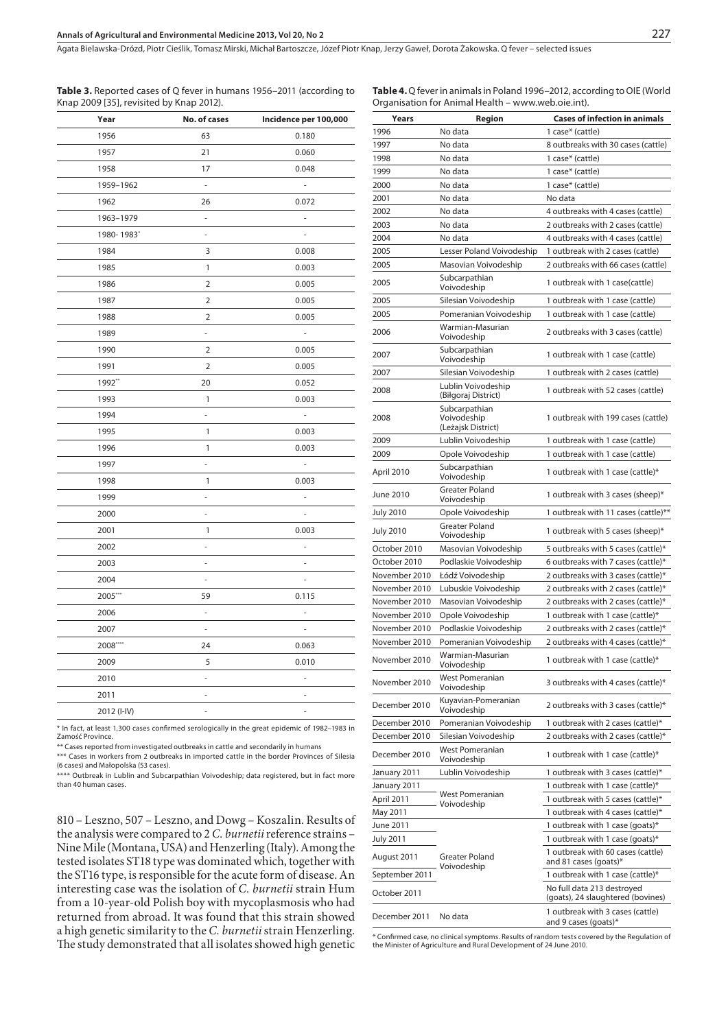**Table 3.** Reported cases of Q fever in humans 1956–2011 (according to Knap 2009 [35], revisited by Knap 2012).

| Year | No. of cases | Incidence per 100,000 |
|---|---|---|
| 1956 | 63 | 0.180 |
| 1957 | 21 | 0.060 |
| 1958 | 17 | 0.048 |
| 1959–1962 | - | - |
| 1962 | 26 | 0.072 |
| 1963–1979 | - | - |
| 1980- 1983* | - | - |
| 1984 | 3 | 0.008 |
| 1985 | 1 | 0.003 |
| 1986 | 2 | 0.005 |
| 1987 | 2 | 0.005 |
| 1988 | 2 | 0.005 |
| 1989 | - | - |
| 1990 | 2 | 0.005 |
| 1991 | 2 | 0.005 |
| 1992** | 20 | 0.052 |
| 1993 | 1 | 0.003 |
| 1994 | - | - |
| 1995 | 1 | 0.003 |
| 1996 | 1 | 0.003 |
| 1997 | - | - |
| 1998 | 1 | 0.003 |
| 1999 | - | - |
| 2000 | - | - |
| 2001 | 1 | 0.003 |
| 2002 | - | - |
| 2003 | - | - |
| 2004 | - | - |
| 2005*** | 59 | 0.115 |
| 2006 | - | - |
| 2007 | - | - |
| 2008**** | 24 | 0.063 |
| 2009 | 5 | 0.010 |
| 2010 | - | - |
| 2011 | - | - |
| 2012 (I-IV) | - | - |

* In fact, at least 1,300 cases confirmed serologically in the great epidemic of 1982–1983 in Zamość Province.

** Cases reported from investigated outbreaks in cattle and secondarily in humans

*** Cases in workers from 2 outbreaks in imported cattle in the border Provinces of Silesia (6 cases) and Małopolska (53 cases).

**** Outbreak in Lublin and Subcarpathian Voivodeship; data registered, but in fact more than 40 human cases.

810 – Leszno, 507 – Leszno, and Dowg – Koszalin. Results of the analysis were compared to 2 *C. burnetii* reference strains – Nine Mile (Montana, USA) and Henzerling (Italy). Among the tested isolates ST18 type was dominated which, together with the ST16 type, is responsible for the acute form of disease. An interesting case was the isolation of *C. burnetii* strain Hum from a 10-year-old Polish boy with mycoplasmosis who had returned from abroad. It was found that this strain showed a high genetic similarity to the *C. burnetii* strain Henzerling. The study demonstrated that all isolates showed high genetic

**Table 4.** Q fever in animals in Poland 1996–2012, according to OIE (World Organisation for Animal Health – www.web.oie.int).

| Years | Region | Cases of infection in animals |
|---|---|---|
| 1996 | No data | 1 case* (cattle) |
| 1997 | No data | 8 outbreaks with 30 cases (cattle) |
| 1998 | No data | 1 case* (cattle) |
| 1999 | No data | 1 case* (cattle) |
| 2000 | No data | 1 case* (cattle) |
| 2001 | No data | No data |
| 2002 | No data | 4 outbreaks with 4 cases (cattle) |
| 2003 | No data | 2 outbreaks with 2 cases (cattle) |
| 2004 | No data | 4 outbreaks with 4 cases (cattle) |
| 2005 | Lesser Poland Voivodeship | 1 outbreak with 2 cases (cattle) |
| 2005 | Masovian Voivodeship | 2 outbreaks with 66 cases (cattle) |
| 2005 | Subcarpathian Voivodeship | 1 outbreak with 1 case(cattle) |
| 2005 | Silesian Voivodeship | 1 outbreak with 1 case (cattle) |
| 2005 | Pomeranian Voivodeship | 1 outbreak with 1 case (cattle) |
| 2006 | Warmian-Masurian Voivodeship | 2 outbreaks with 3 cases (cattle) |
| 2007 | Subcarpathian Voivodeship | 1 outbreak with 1 case (cattle) |
| 2007 | Silesian Voivodeship | 1 outbreak with 2 cases (cattle) |
| 2008 | Lublin Voivodeship (Biłgoraj District) | 1 outbreak with 52 cases (cattle) |
| 2008 | Subcarpathian Voivodeship (Leżajsk District) | 1 outbreak with 199 cases (cattle) |
| 2009 | Lublin Voivodeship | 1 outbreak with 1 case (cattle) |
| 2009 | Opole Voivodeship | 1 outbreak with 1 case (cattle) |
| April 2010 | Subcarpathian Voivodeship | 1 outbreak with 1 case (cattle)* |
| June 2010 | Greater Poland Voivodeship | 1 outbreak with 3 cases (sheep)* |
| July 2010 | Opole Voivodeship | 1 outbreak with 11 cases (cattle)** |
| July 2010 | Greater Poland Voivodeship | 1 outbreak with 5 cases (sheep)* |
| October 2010 | Masovian Voivodeship | 5 outbreaks with 5 cases (cattle)* |
| October 2010 | Podlaskie Voivodeship | 6 outbreaks with 7 cases (cattle)* |
| November 2010 | Łódź Voivodeship | 2 outbreaks with 3 cases (cattle)* |
| November 2010 | Lubuskie Voivodeship | 2 outbreaks with 2 cases (cattle)* |
| November 2010 | Masovian Voivodeship | 2 outbreaks with 2 cases (cattle)* |
| November 2010 | Opole Voivodeship | 1 outbreak with 1 case (cattle)* |
| November 2010 | Podlaskie Voivodeship | 2 outbreaks with 2 cases (cattle)* |
| November 2010 | Pomeranian Voivodeship | 2 outbreaks with 4 cases (cattle)* |
| November 2010 | Warmian-Masurian Voivodeship | 1 outbreak with 1 case (cattle)* |
| November 2010 | West Pomeranian Voivodeship | 3 outbreaks with 4 cases (cattle)* |
| December 2010 | Kuyavian-Pomeranian Voivodeship | 2 outbreaks with 3 cases (cattle)* |
| December 2010 | Pomeranian Voivodeship | 1 outbreak with 2 cases (cattle)* |
| December 2010 | Silesian Voivodeship | 2 outbreaks with 2 cases (cattle)* |
| December 2010 | West Pomeranian Voivodeship | 1 outbreak with 1 case (cattle)* |
| January 2011 | Lublin Voivodeship | 1 outbreak with 3 cases (cattle)* |
| January 2011 | West Pomeranian Voivodeship | 1 outbreak with 1 case (cattle)* |
| April 2011 | | 1 outbreak with 5 cases (cattle)* |
| May 2011 | | 1 outbreak with 4 cases (cattle)* |
| June 2011 | Greater Poland Voivodeship | 1 outbreak with 1 case (goats)* |
| July 2011 | | 1 outbreak with 1 case (goats)* |
| August 2011 | | 1 outbreak with 60 cases (cattle) and 81 cases (goats)* |
| September 2011 | | 1 outbreak with 1 case (cattle)* |
| October 2011 | | No full data 213 destroyed (goats), 24 slaughtered (bovines) |
| December 2011 | No data | 1 outbreak with 3 cases (cattle) and 9 cases (goats)* |

* Confirmed case, no clinical symptoms. Results of random tests covered by the Regulation of the Minister of Agriculture and Rural Development of 24 June 2010.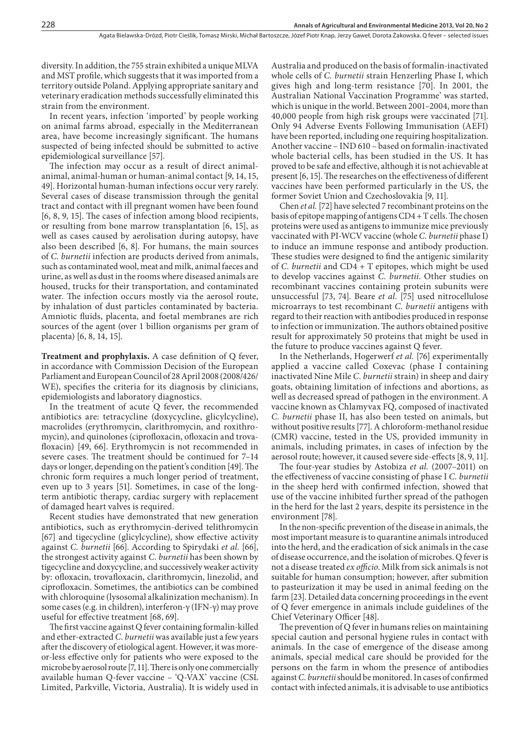diversity. In addition, the 755 strain exhibited a unique MLVA and MST profile, which suggests that it was imported from a territory outside Poland. Applying appropriate sanitary and veterinary eradication methods successfully eliminated this strain from the environment.

In recent years, infection 'imported' by people working on animal farms abroad, especially in the Mediterranean area, have become increasingly significant. The humans suspected of being infected should be submitted to active epidemiological surveillance [57].

The infection may occur as a result of direct animal-animal, animal-human or human-animal contact [9, 14, 15, 49]. Horizontal human-human infections occur very rarely. Several cases of disease transmission through the genital tract and contact with ill pregnant women have been found [6, 8, 9, 15]. The cases of infection among blood recipients, or resulting from bone marrow transplantation [6, 15], as well as cases caused by aerolisation during autopsy, have also been described [6, 8]. For humans, the main sources of *C. burnetii* infection are products derived from animals, such as contaminated wool, meat and milk, animal faeces and urine, as well as dust in the rooms where diseased animals are housed, trucks for their transportation, and contaminated water. The infection occurs mostly via the aerosol route, by inhalation of dust particles contaminated by bacteria. Amniotic fluids, placenta, and foetal membranes are rich sources of the agent (over 1 billion organisms per gram of placenta) [6, 8, 14, 15].

**Treatment and prophylaxis.** A case definition of Q fever, in accordance with Commission Decision of the European Parliament and European Council of 28 April 2008 (2008/426/WE), specifies the criteria for its diagnosis by clinicians, epidemiologists and laboratory diagnostics.

In the treatment of acute Q fever, the recommended antibiotics are: tetracycline (doxycycline, glicylcycline), macrolides (erythromycin, clarithromycin, and roxithromycin), and quinolones (ciprofloxacin, ofloxacin and trovafloxacin) [49, 66]. Erythromycin is not recommended in severe cases. The treatment should be continued for 7–14 days or longer, depending on the patient's condition [49]. The chronic form requires a much longer period of treatment, even up to 3 years [51]. Sometimes, in case of the long-term antibiotic therapy, cardiac surgery with replacement of damaged heart valves is required.

Recent studies have demonstrated that new generation antibiotics, such as erythromycin-derived telithromycin [67] and tigecycline (glicylcycline), show effective activity against *C. burnetii* [66]. According to Spirydaki *et al.* [66], the strongest activity against *C. burnetii* has been shown by tigecycline and doxycycline, and successively weaker activity by: ofloxacin, trovafloxacin, clarithromycin, linezolid, and ciprofloxacin. Sometimes, the antibiotics can be combined with chloroquine (lysosomal alkalinization mechanism). In some cases (e.g. in children), interferon-γ (IFN-γ) may prove useful for effective treatment [68, 69].

The first vaccine against Q fever containing formalin-killed and ether-extracted *C. burnetii* was available just a few years after the discovery of etiological agent. However, it was more-or-less effective only for patients who were exposed to the microbe by aerosol route [7, 11]. There is only one commercially available human Q-fever vaccine – 'Q-VAX' vaccine (CSL Limited, Parkville, Victoria, Australia). It is widely used in Australia and produced on the basis of formalin-inactivated whole cells of *C. burnetii* strain Henzerling Phase I, which gives high and long-term resistance [70]. In 2001, the Australian National Vaccination Programme' was started, which is unique in the world. Between 2001–2004, more than 40,000 people from high risk groups were vaccinated [71]. Only 94 Adverse Events Following Immunisation (AEFI) have been reported, including one requiring hospitalization. Another vaccine – IND 610 – based on formalin-inactivated whole bacterial cells, has been studied in the US. It has proved to be safe and effective, although it is not achievable at present [6, 15]. The researches on the effectiveness of different vaccines have been performed particularly in the US, the former Soviet Union and Czechoslovakia [9, 11].

Chen *et al.* [72] have selected 7 recombinant proteins on the basis of epitope mapping of antigens CD4 + T cells. The chosen proteins were used as antigens to immunize mice previously vaccinated with PI-WCV vaccine (whole *C. burnetii* phase I) to induce an immune response and antibody production. These studies were designed to find the antigenic similarity of *C. burnetii* and CD4 + T epitopes, which might be used to develop vaccines against *C. burnetii*. Other studies on recombinant vaccines containing protein subunits were unsuccessful [73, 74]. Beare *et al.* [75] used nitrocellulose microarrays to test recombinant *C. burnetii* antigens with regard to their reaction with antibodies produced in response to infection or immunization. The authors obtained positive result for approximately 50 proteins that might be used in the future to produce vaccines against Q fever.

In the Netherlands, Hogerwerf *et al.* [76] experimentally applied a vaccine called Coxevac (phase I containing inactivated Nine Mile *C. burnetii* strain) in sheep and dairy goats, obtaining limitation of infections and abortions, as well as decreased spread of pathogen in the environment. A vaccine known as Chlamyvax FQ, composed of inactivated *C. burnetii* phase II, has also been tested on animals, but without positive results [77]. A chloroform-methanol residue (CMR) vaccine, tested in the US, provided immunity in animals, including primates, in cases of infection by the aerosol route; however, it caused severe side-effects [8, 9, 11].

The four-year studies by Astobiza *et al.* (2007–2011) on the effectiveness of vaccine consisting of phase I *C. burnetii* in the sheep herd with confirmed infection, showed that use of the vaccine inhibited further spread of the pathogen in the herd for the last 2 years, despite its persistence in the environment [78].

In the non-specific prevention of the disease in animals, the most important measure is to quarantine animals introduced into the herd, and the eradication of sick animals in the case of disease occurrence, and the isolation of microbes. Q fever is not a disease treated *ex officio*. Milk from sick animals is not suitable for human consumption; however, after submition to pasteurization it may be used in animal feeding on the farm [23]. Detailed data concerning proceedings in the event of Q fever emergence in animals include guidelines of the Chief Veterinary Officer [48].

The prevention of Q fever in humans relies on maintaining special caution and personal hygiene rules in contact with animals. In the case of emergence of the disease among animals, special medical care should be provided for the persons on the farm in whom the presence of antibodies against *C. burnetii* should be monitored. In cases of confirmed contact with infected animals, it is advisable to use antibiotics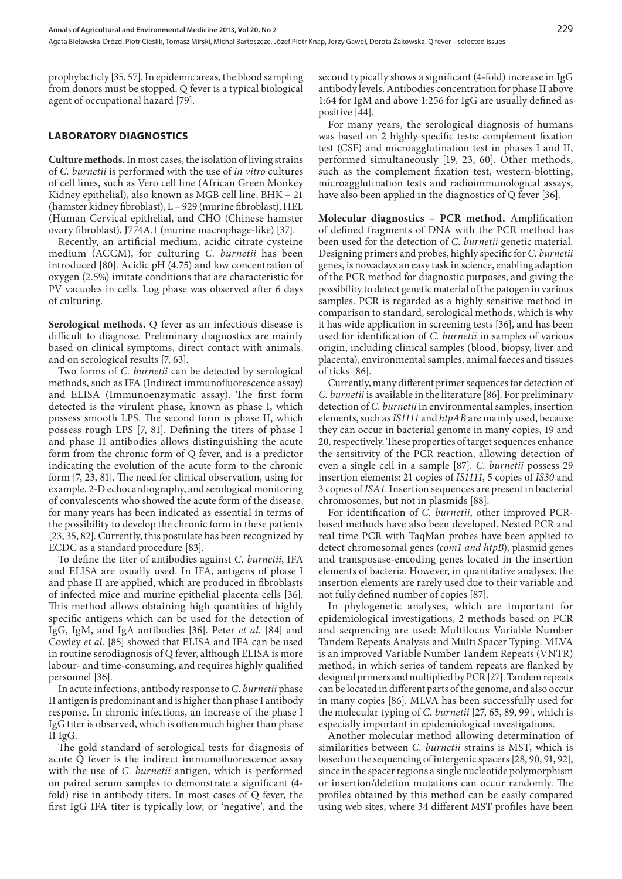prophylacticly [35, 57]. In epidemic areas, the blood sampling from donors must be stopped. Q fever is a typical biological agent of occupational hazard [79].

## LABORATORY DIAGNOSTICS

**Culture methods.** In most cases, the isolation of living strains of *C. burnetii* is performed with the use of *in vitro* cultures of cell lines, such as Vero cell line (African Green Monkey Kidney epithelial), also known as MGB cell line, BHK – 21 (hamster kidney fibroblast), L – 929 (murine fibroblast), HEL (Human Cervical epithelial, and CHO (Chinese hamster ovary fibroblast), J774A.1 (murine macrophage-like) [37].

Recently, an artificial medium, acidic citrate cysteine medium (ACCM), for culturing *C. burnetii* has been introduced [80]. Acidic pH (4.75) and low concentration of oxygen (2.5%) imitate conditions that are characteristic for PV vacuoles in cells. Log phase was observed after 6 days of culturing.

**Serological methods.** Q fever as an infectious disease is difficult to diagnose. Preliminary diagnostics are mainly based on clinical symptoms, direct contact with animals, and on serological results [7, 63].

Two forms of *C. burnetii* can be detected by serological methods, such as IFA (Indirect immunofluorescence assay) and ELISA (Immunoenzymatic assay). The first form detected is the virulent phase, known as phase I, which possess smooth LPS. The second form is phase II, which possess rough LPS [7, 81]. Defining the titers of phase I and phase II antibodies allows distinguishing the acute form from the chronic form of Q fever, and is a predictor indicating the evolution of the acute form to the chronic form [7, 23, 81]. The need for clinical observation, using for example, 2-D echocardiography, and serological monitoring of convalescents who showed the acute form of the disease, for many years has been indicated as essential in terms of the possibility to develop the chronic form in these patients [23, 35, 82]. Currently, this postulate has been recognized by ECDC as a standard procedure [83].

To define the titer of antibodies against *C. burnetii*, IFA and ELISA are usually used. In IFA, antigens of phase I and phase II are applied, which are produced in fibroblasts of infected mice and murine epithelial placenta cells [36]. This method allows obtaining high quantities of highly specific antigens which can be used for the detection of IgG, IgM, and IgA antibodies [36]. Peter *et al.* [84] and Cowley *et al.* [85] showed that ELISA and IFA can be used in routine serodiagnosis of Q fever, although ELISA is more labour- and time-consuming, and requires highly qualified personnel [36].

In acute infections, antibody response to *C. burnetii* phase II antigen is predominant and is higher than phase I antibody response. In chronic infections, an increase of the phase I IgG titer is observed, which is often much higher than phase II IgG.

The gold standard of serological tests for diagnosis of acute Q fever is the indirect immunofluorescence assay with the use of *C. burnetii* antigen, which is performed on paired serum samples to demonstrate a significant (4-fold) rise in antibody titers. In most cases of Q fever, the first IgG IFA titer is typically low, or 'negative', and the second typically shows a significant (4-fold) increase in IgG antibody levels. Antibodies concentration for phase II above 1:64 for IgM and above 1:256 for IgG are usually defined as positive [44].

For many years, the serological diagnosis of humans was based on 2 highly specific tests: complement fixation test (CSF) and microagglutination test in phases I and II, performed simultaneously [19, 23, 60]. Other methods, such as the complement fixation test, western-blotting, microagglutination tests and radioimmunological assays, have also been applied in the diagnostics of Q fever [36].

**Molecular diagnostics – PCR method.** Amplification of defined fragments of DNA with the PCR method has been used for the detection of *C. burnetii* genetic material. Designing primers and probes, highly specific for *C. burnetii* genes, is nowadays an easy task in science, enabling adaption of the PCR method for diagnostic purposes, and giving the possibility to detect genetic material of the pathogen in various samples. PCR is regarded as a highly sensitive method in comparison to standard, serological methods, which is why it has wide application in screening tests [36], and has been used for identification of *C. burnetii* in samples of various origin, including clinical samples (blood, biopsy, liver and placenta), environmental samples, animal faeces and tissues of ticks [86].

Currently, many different primer sequences for detection of *C. burnetii* is available in the literature [86]. For preliminary detection of *C. burnetii* in environmental samples, insertion elements, such as *IS1111* and *htpAB* are mainly used, because they can occur in bacterial genome in many copies, 19 and 20, respectively. These properties of target sequences enhance the sensitivity of the PCR reaction, allowing detection of even a single cell in a sample [87]. *C. burnetii* possess 29 insertion elements: 21 copies of *IS1111*, 5 copies of *IS30* and 3 copies of *ISA1*. Insertion sequences are present in bacterial chromosomes, but not in plasmids [88].

For identification of *C. burnetii*, other improved PCR-based methods have also been developed. Nested PCR and real time PCR with TaqMan probes have been applied to detect chromosomal genes (*com1 and htpB*), plasmid genes and transposase-encoding genes located in the insertion elements of bacteria. However, in quantitative analyses, the insertion elements are rarely used due to their variable and not fully defined number of copies [87].

In phylogenetic analyses, which are important for epidemiological investigations, 2 methods based on PCR and sequencing are used: Multilocus Variable Number Tandem Repeats Analysis and Multi Spacer Typing. MLVA is an improved Variable Number Tandem Repeats (VNTR) method, in which series of tandem repeats are flanked by designed primers and multiplied by PCR [27]. Tandem repeats can be located in different parts of the genome, and also occur in many copies [86]. MLVA has been successfully used for the molecular typing of *C. burnetii* [27, 65, 89, 99], which is especially important in epidemiological investigations.

Another molecular method allowing determination of similarities between *C. burnetii* strains is MST, which is based on the sequencing of intergenic spacers [28, 90, 91, 92], since in the spacer regions a single nucleotide polymorphism or insertion/deletion mutations can occur randomly. The profiles obtained by this method can be easily compared using web sites, where 34 different MST profiles have been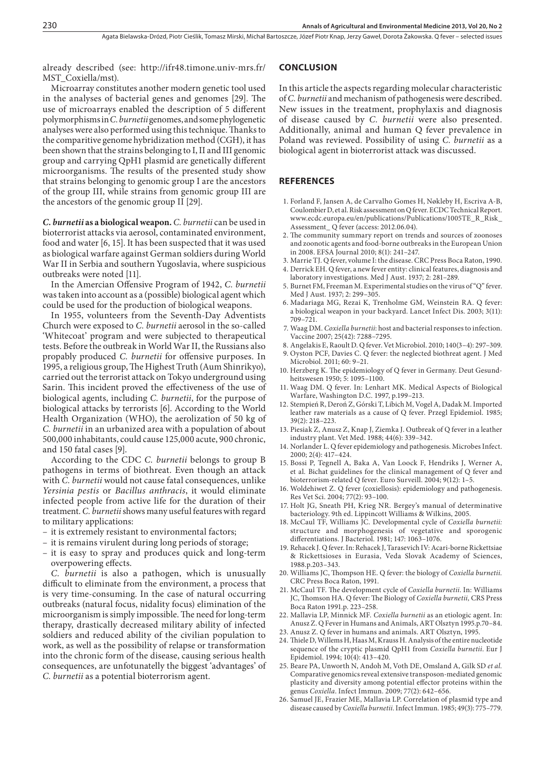already described (see: http://ifr48.timone.univ-mrs.fr/MST_Coxiella/mst).

Microarray constitutes another modern genetic tool used in the analyses of bacterial genes and genomes [29]. The use of microarrays enabled the description of 5 different polymorphisms in *C. burnetii* genomes, and some phylogenetic analyses were also performed using this technique. Thanks to the comparitive genome hybridization method (CGH), it has been shown that the strains belonging to I, II and III genomic group and carrying QpH1 plasmid are genetically different microorganisms. The results of the presented study show that strains belonging to genomic group I are the ancestors of the group III, while strains from genomic group III are the ancestors of the genomic group II [29].

***C. burnetii* as a biological weapon.** *C. burnetii* can be used in bioterrorist attacks via aerosol, contaminated environment, food and water [6, 15]. It has been suspected that it was used as biological warfare against German soldiers during World War II in Serbia and southern Yugoslavia, where suspicious outbreaks were noted [11].

In the Amercian Offensive Program of 1942, *C. burnetii* was taken into account as a (possible) biological agent which could be used for the production of biological weapons.

In 1955, volunteers from the Seventh-Day Adventists Church were exposed to *C. burnetii* aerosol in the so-called 'Whitecoat' program and were subjected to therapeutical tests. Before the outbreak in World War II, the Russians also propably produced *C. burnetii* for offensive purposes. In 1995, a religious group, The Highest Truth (Aum Shinrikyo), carried out the terrorist attack on Tokyo underground using Sarin. This incident proved the effectiveness of the use of biological agents, including *C. burnetii*, for the purpose of biological attacks by terrorists [6]. According to the World Health Organization (WHO), the aerolization of 50 kg of *C. burnetii* in an urbanized area with a population of about 500,000 inhabitants, could cause 125,000 acute, 900 chronic, and 150 fatal cases [9].

According to the CDC *C. burnetii* belongs to group B pathogens in terms of biothreat. Even though an attack with *C. burnetii* would not cause fatal consequences, unlike *Yersinia pestis* or *Bacillus anthracis*, it would eliminate infected people from active life for the duration of their treatment. *C. burnetii* shows many useful features with regard to military applications:

- it is extremely resistant to environmental factors;
- it is remains virulent during long periods of storage;
- it is easy to spray and produces quick and long-term overpowering effects.

*C. burnetii* is also a pathogen, which is unusually difficult to eliminate from the environment, a process that is very time-consuming. In the case of natural occurring outbreaks (natural focus, nidality focus) elimination of the microorganism is simply impossible. The need for long-term therapy, drastically decreased military ability of infected soldiers and reduced ability of the civilian population to work, as well as the possibility of relapse or transformation into the chronic form of the disease, causing serious health consequences, are unfotunatelly the biggest 'advantages' of *C. burnetii* as a potential bioterrorism agent.

## CONCLUSION

In this article the aspects regarding molecular characteristic of *C. burnetii* and mechanism of pathogenesis were described. New issues in the treatment, prophylaxis and diagnosis of disease caused by *C. burnetii* were also presented. Additionally, animal and human Q fever prevalence in Poland was reviewed. Possibility of using *C. burnetii* as a biological agent in bioterrorist attack was discussed.

## REFERENCES

1. Forland F, Jansen A, de Carvalho Gomes H, Nøkleby H, Escriva A-B, Coulombier D, et al. Risk assessment on Q fever. ECDC Technical Report. www.ecdc.europa.eu/en/publications/Publications/1005TE_R_Risk_Assessment_ Q fever (access: 2012.06.04).
2. The community summary report on trends and sources of zoonoses and zoonotic agents and food-borne outbreaks in the European Union in 2008. EFSA Journal 2010; 8(1): 241–247.
3. Marrie TJ. Q fever, volume I: the disease. CRC Press Boca Raton, 1990.
4. Derrick EH. Q fever, a new fever entity: clinical features, diagnosis and laboratory investigations. Med J Aust. 1937; 2: 281–289.
5. Burnet FM, Freeman M. Experimental studies on the virus of "Q" fever. Med J Aust. 1937; 2: 299–305.
6. Madariaga MG, Rezai K, Trenholme GM, Weinstein RA. Q fever: a biological weapon in your backyard. Lancet Infect Dis. 2003; 3(11): 709–721.
7. Waag DM. *Coxiella burnetii*: host and bacterial responses to infection. Vaccine 2007; 25(42): 7288–7295.
8. Angelakis E, Raoult D. Q fever. Vet Microbiol. 2010; 140(3–4): 297–309.
9. Oyston PCF, Davies C. Q fever: the neglected biothreat agent. J Med Microbiol. 2011; 60: 9–21.
10. Herzberg K. The epidemiology of Q fever in Germany. Deut Gesundheitswesen 1950; 5: 1095–1100.
11. Waag DM. Q fever. In: Lenhart MK. Medical Aspects of Biological Warfare, Washington D.C. 1997, p.199–213.
12. Stempień R, Deroń Z, Górski T, Libich M, Vogel A, Dadak M. Imported leather raw materials as a cause of Q fever. Przegl Epidemiol. 1985; 39(2): 218–223.
13. Piesiak Z, Anusz Z, Knap J, Ziemka J. Outbreak of Q fever in a leather industry plant. Vet Med. 1988; 44(6): 339–342.
14. Norlander L. Q fever epidemiology and pathogenesis. Microbes Infect. 2000; 2(4): 417–424.
15. Bossi P, Tegnell A, Baka A, Van Loock F, Hendriks J, Werner A, et al. Bichat guidelines for the clinical management of Q fever and bioterrorism-related Q fever. Euro Surveill. 2004; 9(12): 1–5.
16. Woldehiwet Z. Q fever (coxiellosis): epidemiology and pathogenesis. Res Vet Sci. 2004; 77(2): 93–100.
17. Holt JG, Sneath PH, Krieg NR. Bergey's manual of determinative bacteriology. 9th ed. Lippincott Williams & Wilkins, 2005.
18. McCaul TF, Williams JC. Developmental cycle of *Coxiella burnetii:* structure and morphogenesis of vegetative and sporogenic differentiations. J Bacteriol. 1981; 147: 1063–1076.
19. Rehacek J. Q fever. In: Rehacek J, Tarasevich IV: Acari-borne Rickettsiae & Rickettsioses in Eurasia, Veda Slovak Academy of Sciences, 1988.p.203–343.
20. Williams JC, Thompson HE. Q fever: the biology of *Coxiella burnetii.* CRC Press Boca Raton, 1991.
21. McCaul TF. The development cycle of *Coxiella burnetii*. In: Williams JC, Thomson HA. Q fever: The Biology of *Coxiella burnetii*, CRS Press Boca Raton 1991.p. 223–258.
22. Mallavia LP, Minnick MF. *Coxiella burnetii* as an etiologic agent. In: Anusz Z. Q Fever in Humans and Animals, ART Olsztyn 1995.p.70–84.
23. Anusz Z. Q fever in humans and animals. ART Olsztyn, 1995.
24. Thiele D, Willems H, Haas M, Krauss H. Analysis of the entire nucleotide sequence of the cryptic plasmid QpH1 from *Coxiella burnetii*. Eur J Epidemiol. 1994; 10(4): 413–420.
25. Beare PA, Unworth N, Andoh M, Voth DE, Omsland A, Gilk SD *et al.* Comparative genomics reveal extensive transposon-mediated genomic plasticity and diversity among potential effector proteins within the genus *Coxiella*. Infect Immun. 2009; 77(2): 642–656.
26. Samuel JE, Frazier ME, Mallavia LP. Correlation of plasmid type and disease caused by *Coxiella burnetii*. Infect Immun. 1985; 49(3): 775–779.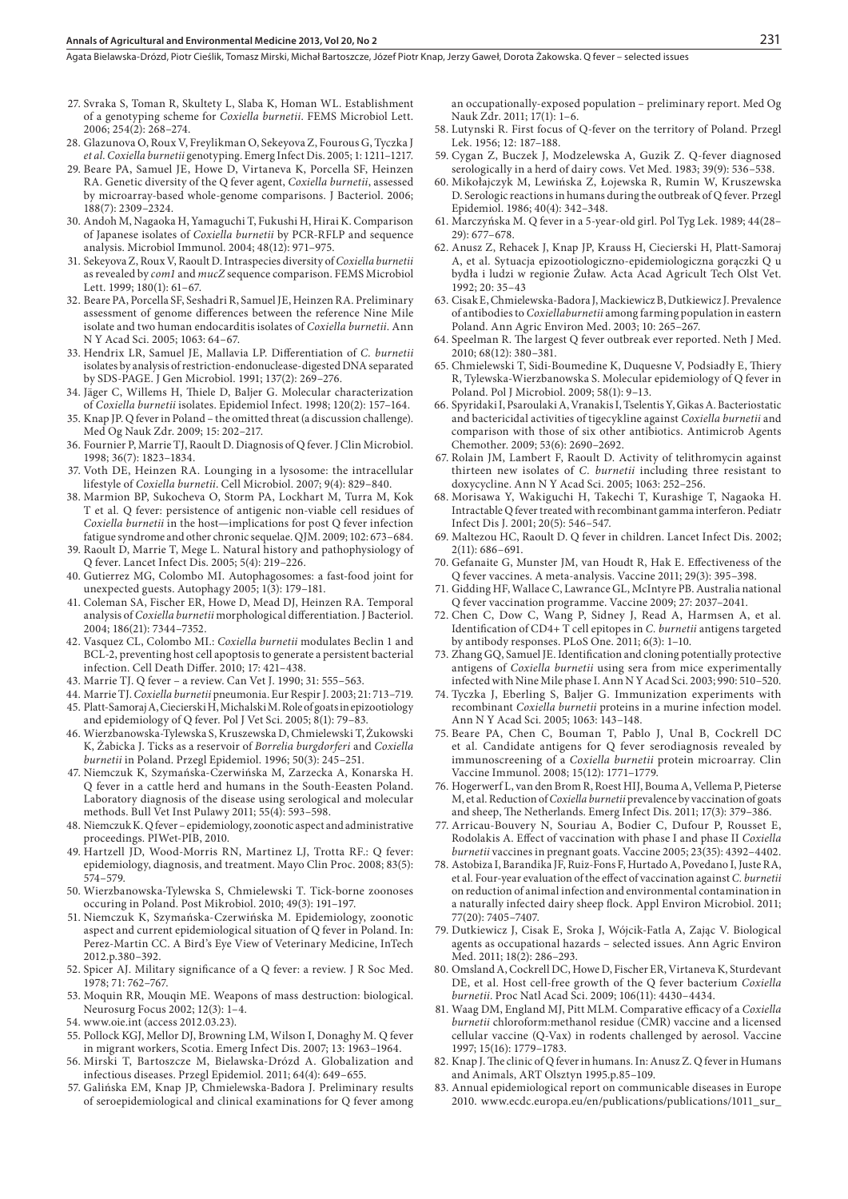27. Svraka S, Toman R, Skultety L, Slaba K, Homan WL. Establishment of a genotyping scheme for *Coxiella burnetii*. FEMS Microbiol Lett. 2006; 254(2): 268–274.
28. Glazunova O, Roux V, Freylikman O, Sekeyova Z, Fourous G, Tyczka J *et al*. *Coxiella burnetii* genotyping. Emerg Infect Dis. 2005; 1: 1211–1217.
29. Beare PA, Samuel JE, Howe D, Virtaneva K, Porcella SF, Heinzen RA. Genetic diversity of the Q fever agent, *Coxiella burnetii*, assessed by microarray-based whole-genome comparisons. J Bacteriol. 2006; 188(7): 2309–2324.
30. Andoh M, Nagaoka H, Yamaguchi T, Fukushi H, Hirai K. Comparison of Japanese isolates of *Coxiella burnetii* by PCR-RFLP and sequence analysis. Microbiol Immunol. 2004; 48(12): 971–975.
31. Sekeyova Z, Roux V, Raoult D. Intraspecies diversity of *Coxiella burnetii* as revealed by *com1* and *mucZ* sequence comparison. FEMS Microbiol Lett. 1999; 180(1): 61–67.
32. Beare PA, Porcella SF, Seshadri R, Samuel JE, Heinzen RA. Preliminary assessment of genome differences between the reference Nine Mile isolate and two human endocarditis isolates of *Coxiella burnetii*. Ann N Y Acad Sci. 2005; 1063: 64–67.
33. Hendrix LR, Samuel JE, Mallavia LP. Differentiation of *C. burnetii* isolates by analysis of restriction-endonuclease-digested DNA separated by SDS-PAGE. J Gen Microbiol. 1991; 137(2): 269–276.
34. Jäger C, Willems H, Thiele D, Baljer G. Molecular characterization of *Coxiella burnetii* isolates. Epidemiol Infect. 1998; 120(2): 157–164.
35. Knap JP. Q fever in Poland – the omitted threat (a discussion challenge). Med Og Nauk Zdr. 2009; 15: 202–217.
36. Fournier P, Marrie TJ, Raoult D. Diagnosis of Q fever. J Clin Microbiol. 1998; 36(7): 1823–1834.
37. Voth DE, Heinzen RA. Lounging in a lysosome: the intracellular lifestyle of *Coxiella burnetii*. Cell Microbiol. 2007; 9(4): 829–840.
38. Marmion BP, Sukocheva O, Storm PA, Lockhart M, Turra M, Kok T et al. Q fever: persistence of antigenic non-viable cell residues of *Coxiella burnetii* in the host—implications for post Q fever infection fatigue syndrome and other chronic sequelae. QJM. 2009; 102: 673–684.
39. Raoult D, Marrie T, Mege L. Natural history and pathophysiology of Q fever. Lancet Infect Dis. 2005; 5(4): 219–226.
40. Gutierrez MG, Colombo MI. Autophagosomes: a fast-food joint for unexpected guests. Autophagy 2005; 1(3): 179–181.
41. Coleman SA, Fischer ER, Howe D, Mead DJ, Heinzen RA. Temporal analysis of *Coxiella burnetii* morphological differentiation. J Bacteriol. 2004; 186(21): 7344–7352.
42. Vasquez CL, Colombo MI.: *Coxiella burnetii* modulates Beclin 1 and BCL-2, preventing host cell apoptosis to generate a persistent bacterial infection. Cell Death Differ. 2010; 17: 421–438.
43. Marrie TJ. Q fever – a review. Can Vet J. 1990; 31: 555–563.
44. Marrie TJ. *Coxiella burnetii* pneumonia. Eur Respir J. 2003; 21: 713–719.
45. Platt-Samoraj A, Ciecierski H, Michalski M. Role of goats in epizootiology and epidemiology of Q fever. Pol J Vet Sci. 2005; 8(1): 79–83.
46. Wierzbanowska-Tylewska S, Kruszewska D, Chmielewski T, Żukowski K, Żabicka J. Ticks as a reservoir of *Borrelia burgdorferi* and *Coxiella burnetii* in Poland. Przegl Epidemiol. 1996; 50(3): 245–251.
47. Niemczuk K, Szymańska-Czerwińska M, Zarzecka A, Konarska H. Q fever in a cattle herd and humans in the South-Easten Poland. Laboratory diagnosis of the disease using serological and molecular methods. Bull Vet Inst Pulawy 2011; 55(4): 593–598.
48. Niemczuk K. Q fever – epidemiology, zoonotic aspect and administrative proceedings. PIWet-PIB, 2010.
49. Hartzell JD, Wood-Morris RN, Martinez LJ, Trotta RF.: Q fever: epidemiology, diagnosis, and treatment. Mayo Clin Proc. 2008; 83(5): 574–579.
50. Wierzbanowska-Tylewska S, Chmielewski T. Tick-borne zoonoses occuring in Poland. Post Mikrobiol. 2010; 49(3): 191–197.
51. Niemczuk K, Szymańska-Czerwińska M. Epidemiology, zoonotic aspect and current epidemiological situation of Q fever in Poland. In: Perez-Martin CC. A Bird's Eye View of Veterinary Medicine, InTech 2012.p.380–392.
52. Spicer AJ. Military significance of a Q fever: a review. J R Soc Med. 1978; 71: 762–767.
53. Moquin RR, Mouqin ME. Weapons of mass destruction: biological. Neurosurg Focus 2002; 12(3): 1–4.
54. www.oie.int (access 2012.03.23).
55. Pollock KGJ, Mellor DJ, Browning LM, Wilson I, Donaghy M. Q fever in migrant workers, Scotia. Emerg Infect Dis. 2007; 13: 1963–1964.
56. Mirski T, Bartoszcze M, Bielawska-Drózd A. Globalization and infectious diseases. Przegl Epidemiol. 2011; 64(4): 649–655.
57. Galińska EM, Knap JP, Chmielewska-Badora J. Preliminary results of seroepidemiological and clinical examinations for Q fever among an occupationally-exposed population – preliminary report. Med Og Nauk Zdr. 2011; 17(1): 1–6.
58. Lutynski R. First focus of Q-fever on the territory of Poland. Przegl Lek. 1956; 12: 187–188.
59. Cygan Z, Buczek J, Modzelewska A, Guzik Z. Q-fever diagnosed serologically in a herd of dairy cows. Vet Med. 1983; 39(9): 536–538.
60. Mikołajczyk M, Lewińska E, Łojewska R, Rumin W, Kruszewska D. Serologic reactions in humans during the outbreak of Q fever. Przegl Epidemiol. 1986; 40(4): 342–348.
61. Marczyńska M. Q fever in a 5-year-old girl. Pol Tyg Lek. 1989; 44(28–29): 677–678.
62. Anusz Z, Rehacek J, Knap JP, Krauss H, Ciecierski H, Platt-Samoraj A, et al. Sytuacja epizootiologiczno-epidemiologiczna gorączki Q u bydła i ludzi w regionie Żuław. Acta Acad Agricult Tech Olst Vet. 1992; 20: 35–43
63. Cisak E, Chmielewska-Badora J, Mackiewicz B, Dutkiewicz J. Prevalence of antibodies to *Coxiellaburnetii* among farming population in eastern Poland. Ann Agric Environ Med. 2003; 10: 265–267.
64. Speelman R. The largest Q fever outbreak ever reported. Neth J Med. 2010; 68(12): 380–381.
65. Chmielewski T, Sidi-Boumedine K, Duquesne V, Podsiadły E, Thiery R, Tylewska-Wierzbanowska S. Molecular epidemiology of Q fever in Poland. Pol J Microbiol. 2009; 58(1): 9–13.
66. Spyridaki I, Psaroulaki A, Vranakis I, Tselentis Y, Gikas A. Bacteriostatic and bactericidal activities of tigecykline against *Coxiella burnetii* and comparison with those of six other antibiotics. Antimicrob Agents Chemother. 2009; 53(6): 2690–2692.
67. Rolain JM, Lambert F, Raoult D. Activity of telithromycin against thirteen new isolates of *C. burnetii* including three resistant to doxycycline. Ann N Y Acad Sci. 2005; 1063: 252–256.
68. Morisawa Y, Wakiguchi H, Takechi T, Kurashige T, Nagaoka H. Intractable Q fever treated with recombinant gamma interferon. Pediatr Infect Dis J. 2001; 20(5): 546–547.
69. Maltezou HC, Raoult D. Q fever in children. Lancet Infect Dis. 2002; 2(11): 686–691.
70. Gefanaite G, Munster JM, van Houdt R, Hak E. Effectiveness of the Q fever vaccines. A meta-analysis. Vaccine 2011; 29(3): 395–398.
71. Gidding HF, Wallace C, Lawrance GL, McIntyre PB. Australia national Q fever vaccination programme. Vaccine 2009; 27: 2037–2041.
72. Chen C, Dow C, Wang P, Sidney J, Read A, Harmsen A, et al. Identification of CD4+ T cell epitopes in *C. burnetii* antigens targeted by antibody responses. PLoS One. 2011; 6(3): 1–10.
73. Zhang GQ, Samuel JE. Identification and cloning potentially protective antigens of *Coxiella burnetii* using sera from mice experimentally infected with Nine Mile phase I. Ann N Y Acad Sci. 2003; 990: 510–520.
74. Tyczka J, Eberling S, Baljer G. Immunization experiments with recombinant *Coxiella burnetii* proteins in a murine infection model. Ann N Y Acad Sci. 2005; 1063: 143–148.
75. Beare PA, Chen C, Bouman T, Pablo J, Unal B, Cockrell DC et al. Candidate antigens for Q fever serodiagnosis revealed by immunoscreening of a *Coxiella burnetii* protein microarray. Clin Vaccine Immunol. 2008; 15(12): 1771–1779.
76. Hogerwerf L, van den Brom R, Roest HIJ, Bouma A, Vellema P, Pieterse M, et al. Reduction of *Coxiella burnetii* prevalence by vaccination of goats and sheep, The Netherlands. Emerg Infect Dis. 2011; 17(3): 379–386.
77. Arricau-Bouvery N, Souriau A, Bodier C, Dufour P, Rousset E, Rodolakis A. Effect of vaccination with phase I and phase II *Coxiella burnetii* vaccines in pregnant goats. Vaccine 2005; 23(35): 4392–4402.
78. Astobiza I, Barandika JF, Ruiz-Fons F, Hurtado A, Povedano I, Juste RA, et al. Four-year evaluation of the effect of vaccination against *C. burnetii* on reduction of animal infection and environmental contamination in a naturally infected dairy sheep flock. Appl Environ Microbiol. 2011; 77(20): 7405–7407.
79. Dutkiewicz J, Cisak E, Sroka J, Wójcik-Fatla A, Zając V. Biological agents as occupational hazards – selected issues. Ann Agric Environ Med. 2011; 18(2): 286–293.
80. Omsland A, Cockrell DC, Howe D, Fischer ER, Virtaneva K, Sturdevant DE, et al. Host cell-free growth of the Q fever bacterium *Coxiella burnetii*. Proc Natl Acad Sci. 2009; 106(11): 4430–4434.
81. Waag DM, England MJ, Pitt MLM. Comparative efficacy of a *Coxiella burnetii* chloroform:methanol residue (CMR) vaccine and a licensed cellular vaccine (Q-Vax) in rodents challenged by aerosol. Vaccine 1997; 15(16): 1779–1783.
82. Knap J. The clinic of Q fever in humans. In: Anusz Z. Q fever in Humans and Animals, ART Olsztyn 1995.p.85–109.
83. Annual epidemiological report on communicable diseases in Europe 2010. www.ecdc.europa.eu/en/publications/publications/1011_sur_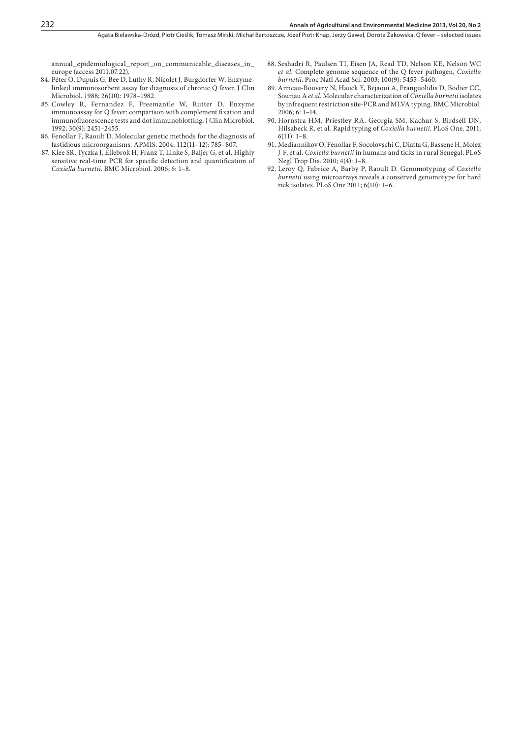annual_epidemiological_report_on_communicable_diseases_in_europe (access 2011.07.22).

84. Péter O, Dupuis G, Bee D, Luthy R, Nicolet J, Burgdorfer W. Enzyme-linked immunosorbent assay for diagnosis of chronic Q fever. J Clin Microbiol. 1988; 26(10): 1978–1982.
85. Cowley R, Fernandez F, Freemantle W, Rutter D. Enzyme immunoassay for Q fever: comparison with complement fixation and immunofluorescence tests and dot immunoblotting. J Clin Microbiol. 1992; 30(9): 2451–2455.
86. Fenollar F, Raoult D. Molecular genetic methods for the diagnosis of fastidious microorganisms. APMIS. 2004; 112(11–12): 785–807.
87. Klee SR, Tyczka J, Ellebrok H, Franz T, Linke S, Baljer G, et al. Highly sensitive real-time PCR for specific detection and quantification of *Coxiella burnetii*. BMC Microbiol. 2006; 6: 1–8.
88. Seshadri R, Paulsen TI, Eisen JA, Read TD, Nelson KE, Nelson WC *et al.* Complete genome sequence of the Q fever pathogen, *Coxiella burnetii*. Proc Natl Acad Sci. 2003; 100(9): 5455–5460.
89. Arricau-Bouvery N, Hauck Y, Bejaoui A, Franguolidis D, Bodier CC, Souriau A *et al.* Molecular characterization of *Coxiella burnetii* isolates by infrequent restriction site-PCR and MLVA typing. BMC Microbiol. 2006; 6: 1–14.
90. Hornstra HM, Priestley RA, Georgia SM, Kachur S, Birdsell DN, Hilsabeck R, et al. Rapid typing of *Coxiella burnetii*. PLoS One. 2011; 6(11): 1–8.
91. Mediannikov O, Fenollar F, Socolovschi C, Diatta G, Bassene H, Molez J-F, et al. *Coxiella burnetii* in humans and ticks in rural Senegal. PLoS Negl Trop Dis. 2010; 4(4): 1–8.
92. Leroy Q, Fabrice A, Barby P, Raoult D. Genomotyping of *Coxiella burnetii* using microarrays reveals a conserved genomotype for hard rick isolates. PLoS One 2011; 6(10): 1–6.